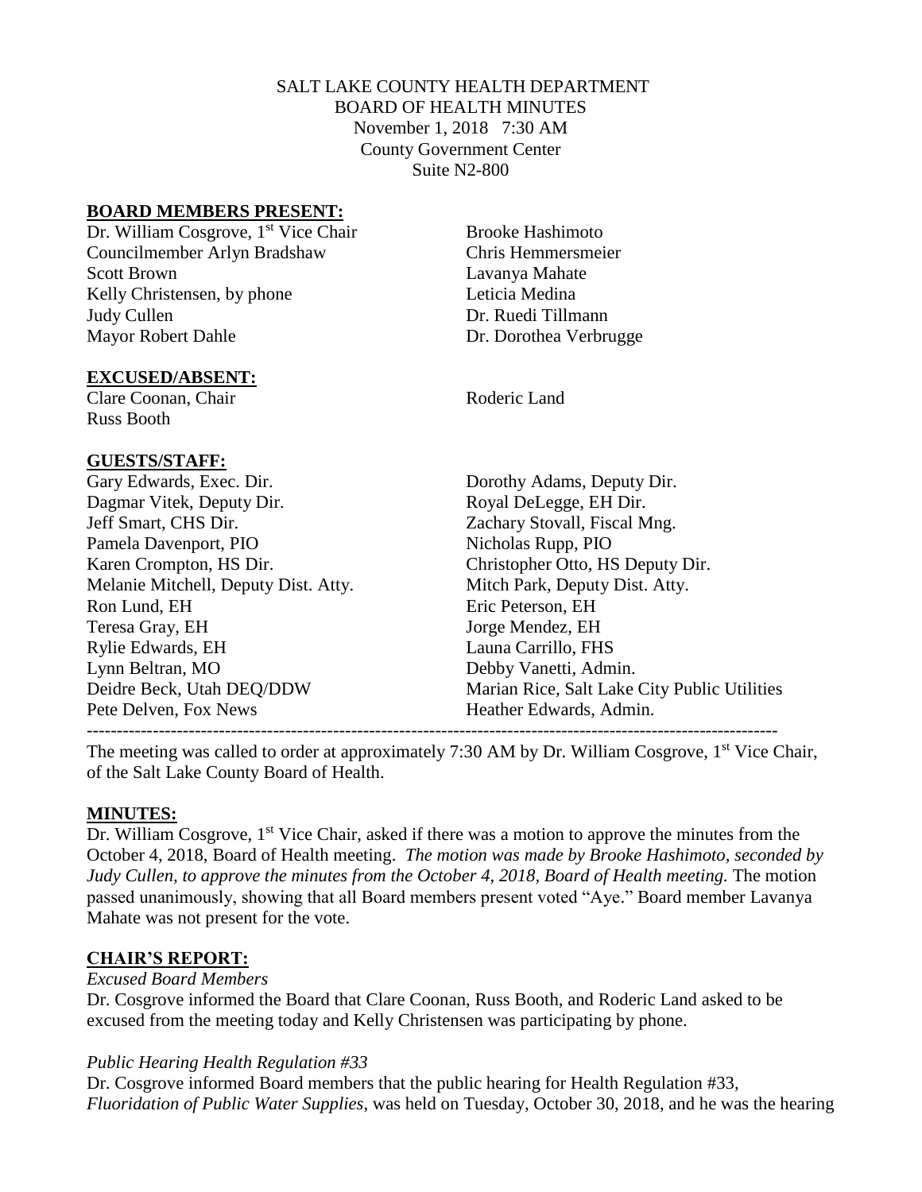SALT LAKE COUNTY HEALTH DEPARTMENT
BOARD OF HEALTH MINUTES
November 1, 2018 7:30 AM
County Government Center
Suite N2-800

## BOARD MEMBERS PRESENT:

| | |
|---|---|
| Dr. William Cosgrove, 1st Vice Chair | Brooke Hashimoto |
| Councilmember Arlyn Bradshaw | Chris Hemmersmeier |
| Scott Brown | Lavanya Mahate |
| Kelly Christensen, by phone | Leticia Medina |
| Judy Cullen | Dr. Ruedi Tillmann |
| Mayor Robert Dahle | Dr. Dorothea Verbrugge |

## EXCUSED/ABSENT:

| | |
|---|---|
| Clare Coonan, Chair | Roderic Land |
| Russ Booth | |

## GUESTS/STAFF:

| | |
|---|---|
| Gary Edwards, Exec. Dir. | Dorothy Adams, Deputy Dir. |
| Dagmar Vitek, Deputy Dir. | Royal DeLegge, EH Dir. |
| Jeff Smart, CHS Dir. | Zachary Stovall, Fiscal Mng. |
| Pamela Davenport, PIO | Nicholas Rupp, PIO |
| Karen Crompton, HS Dir. | Christopher Otto, HS Deputy Dir. |
| Melanie Mitchell, Deputy Dist. Atty. | Mitch Park, Deputy Dist. Atty. |
| Ron Lund, EH | Eric Peterson, EH |
| Teresa Gray, EH | Jorge Mendez, EH |
| Rylie Edwards, EH | Launa Carrillo, FHS |
| Lynn Beltran, MO | Debby Vanetti, Admin. |
| Deidre Beck, Utah DEQ/DDW | Marian Rice, Salt Lake City Public Utilities |
| Pete Delven, Fox News | Heather Edwards, Admin. |

---

The meeting was called to order at approximately 7:30 AM by Dr. William Cosgrove, 1st Vice Chair, of the Salt Lake County Board of Health.

## MINUTES:

Dr. William Cosgrove, 1st Vice Chair, asked if there was a motion to approve the minutes from the October 4, 2018, Board of Health meeting. *The motion was made by Brooke Hashimoto, seconded by Judy Cullen, to approve the minutes from the October 4, 2018, Board of Health meeting.* The motion passed unanimously, showing that all Board members present voted "Aye." Board member Lavanya Mahate was not present for the vote.

## CHAIR'S REPORT:

*Excused Board Members*

Dr. Cosgrove informed the Board that Clare Coonan, Russ Booth, and Roderic Land asked to be excused from the meeting today and Kelly Christensen was participating by phone.

*Public Hearing Health Regulation #33*

Dr. Cosgrove informed Board members that the public hearing for Health Regulation #33, *Fluoridation of Public Water Supplies*, was held on Tuesday, October 30, 2018, and he was the hearing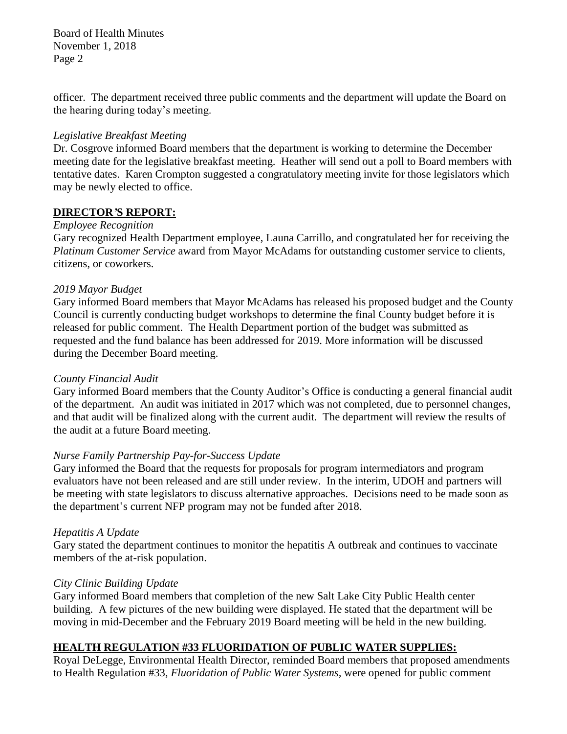officer. The department received three public comments and the department will update the Board on the hearing during today's meeting.

*Legislative Breakfast Meeting*
Dr. Cosgrove informed Board members that the department is working to determine the December meeting date for the legislative breakfast meeting. Heather will send out a poll to Board members with tentative dates. Karen Crompton suggested a congratulatory meeting invite for those legislators which may be newly elected to office.

## DIRECTOR'S REPORT:

*Employee Recognition*
Gary recognized Health Department employee, Launa Carrillo, and congratulated her for receiving the *Platinum Customer Service* award from Mayor McAdams for outstanding customer service to clients, citizens, or coworkers.

*2019 Mayor Budget*
Gary informed Board members that Mayor McAdams has released his proposed budget and the County Council is currently conducting budget workshops to determine the final County budget before it is released for public comment. The Health Department portion of the budget was submitted as requested and the fund balance has been addressed for 2019. More information will be discussed during the December Board meeting.

*County Financial Audit*
Gary informed Board members that the County Auditor's Office is conducting a general financial audit of the department. An audit was initiated in 2017 which was not completed, due to personnel changes, and that audit will be finalized along with the current audit. The department will review the results of the audit at a future Board meeting.

*Nurse Family Partnership Pay-for-Success Update*
Gary informed the Board that the requests for proposals for program intermediators and program evaluators have not been released and are still under review. In the interim, UDOH and partners will be meeting with state legislators to discuss alternative approaches. Decisions need to be made soon as the department's current NFP program may not be funded after 2018.

*Hepatitis A Update*
Gary stated the department continues to monitor the hepatitis A outbreak and continues to vaccinate members of the at-risk population.

*City Clinic Building Update*
Gary informed Board members that completion of the new Salt Lake City Public Health center building. A few pictures of the new building were displayed. He stated that the department will be moving in mid-December and the February 2019 Board meeting will be held in the new building.

## HEALTH REGULATION #33 FLUORIDATION OF PUBLIC WATER SUPPLIES:

Royal DeLegge, Environmental Health Director, reminded Board members that proposed amendments to Health Regulation #33, *Fluoridation of Public Water Systems,* were opened for public comment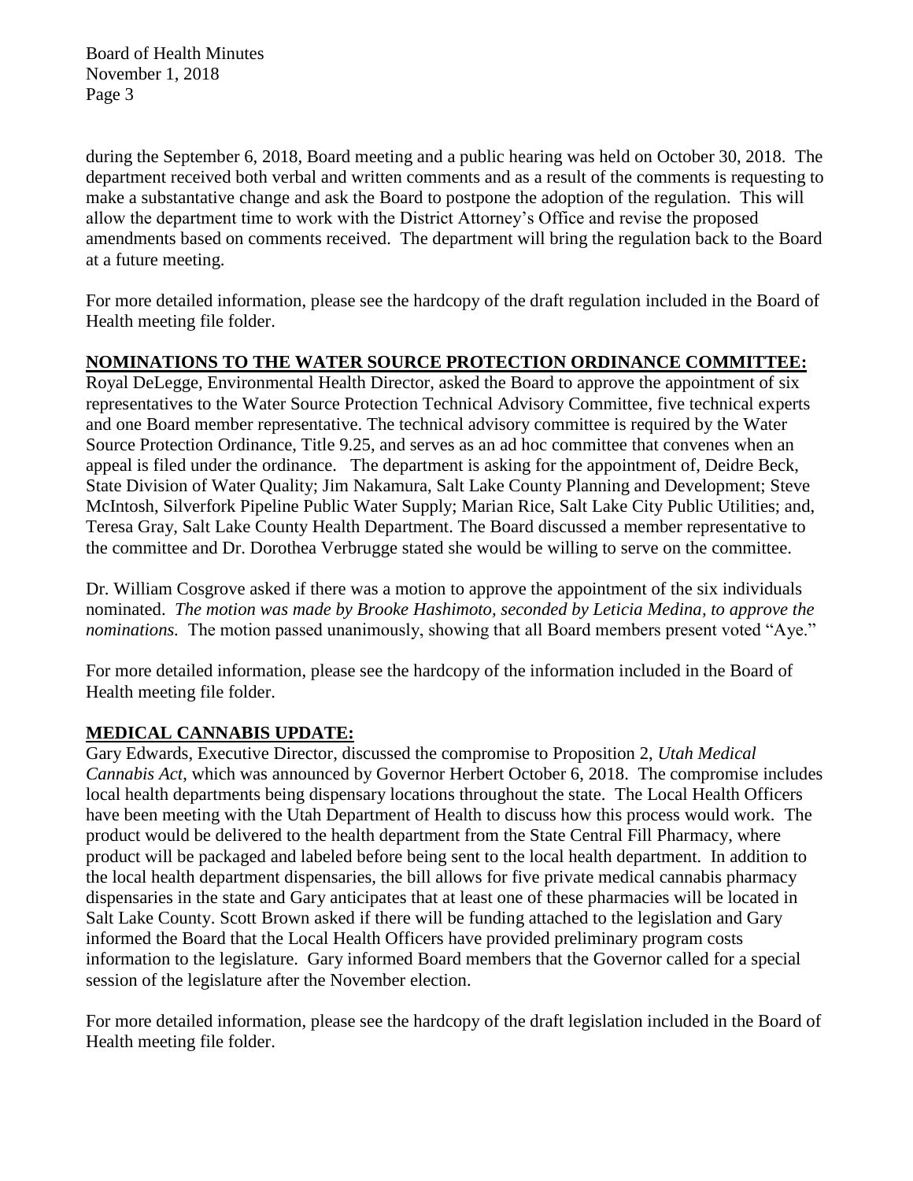during the September 6, 2018, Board meeting and a public hearing was held on October 30, 2018. The department received both verbal and written comments and as a result of the comments is requesting to make a substantative change and ask the Board to postpone the adoption of the regulation. This will allow the department time to work with the District Attorney's Office and revise the proposed amendments based on comments received. The department will bring the regulation back to the Board at a future meeting.

For more detailed information, please see the hardcopy of the draft regulation included in the Board of Health meeting file folder.

**NOMINATIONS TO THE WATER SOURCE PROTECTION ORDINANCE COMMITTEE:**

Royal DeLegge, Environmental Health Director, asked the Board to approve the appointment of six representatives to the Water Source Protection Technical Advisory Committee, five technical experts and one Board member representative. The technical advisory committee is required by the Water Source Protection Ordinance, Title 9.25, and serves as an ad hoc committee that convenes when an appeal is filed under the ordinance. The department is asking for the appointment of, Deidre Beck, State Division of Water Quality; Jim Nakamura, Salt Lake County Planning and Development; Steve McIntosh, Silverfork Pipeline Public Water Supply; Marian Rice, Salt Lake City Public Utilities; and, Teresa Gray, Salt Lake County Health Department. The Board discussed a member representative to the committee and Dr. Dorothea Verbrugge stated she would be willing to serve on the committee.

Dr. William Cosgrove asked if there was a motion to approve the appointment of the six individuals nominated. *The motion was made by Brooke Hashimoto, seconded by Leticia Medina, to approve the nominations.* The motion passed unanimously, showing that all Board members present voted "Aye."

For more detailed information, please see the hardcopy of the information included in the Board of Health meeting file folder.

**MEDICAL CANNABIS UPDATE:**

Gary Edwards, Executive Director, discussed the compromise to Proposition 2, *Utah Medical Cannabis Act*, which was announced by Governor Herbert October 6, 2018. The compromise includes local health departments being dispensary locations throughout the state. The Local Health Officers have been meeting with the Utah Department of Health to discuss how this process would work. The product would be delivered to the health department from the State Central Fill Pharmacy, where product will be packaged and labeled before being sent to the local health department. In addition to the local health department dispensaries, the bill allows for five private medical cannabis pharmacy dispensaries in the state and Gary anticipates that at least one of these pharmacies will be located in Salt Lake County. Scott Brown asked if there will be funding attached to the legislation and Gary informed the Board that the Local Health Officers have provided preliminary program costs information to the legislature. Gary informed Board members that the Governor called for a special session of the legislature after the November election.

For more detailed information, please see the hardcopy of the draft legislation included in the Board of Health meeting file folder.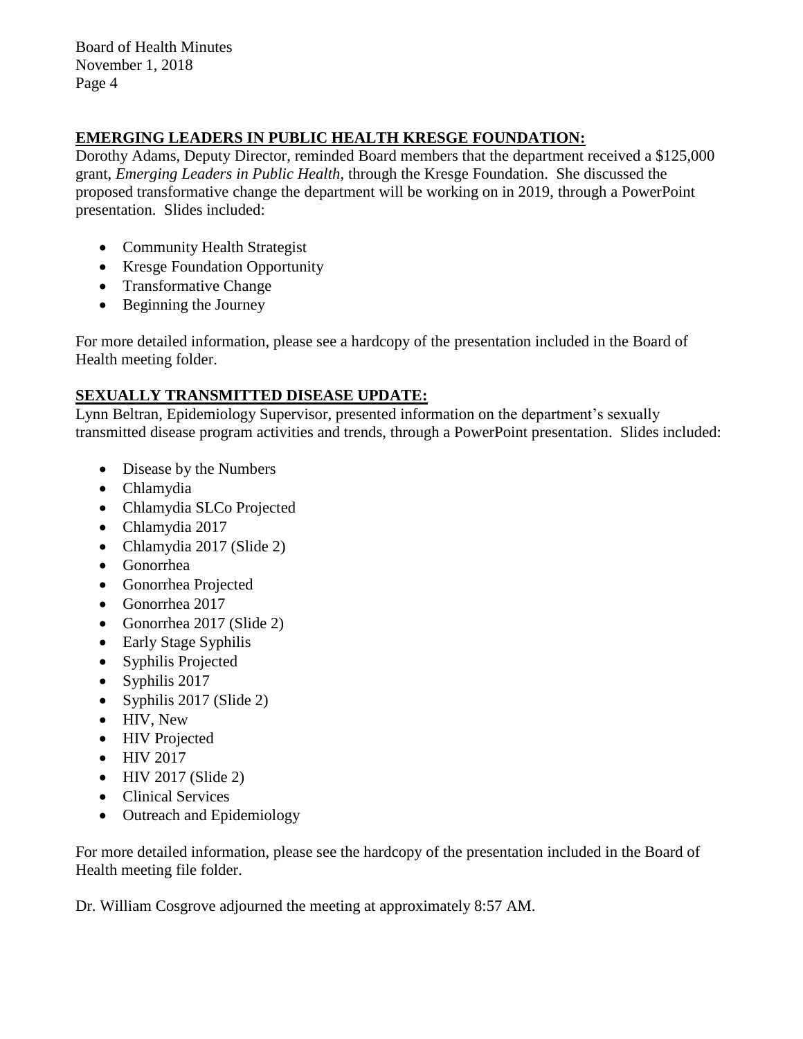## EMERGING LEADERS IN PUBLIC HEALTH KRESGE FOUNDATION:

Dorothy Adams, Deputy Director, reminded Board members that the department received a $125,000 grant, *Emerging Leaders in Public Health*, through the Kresge Foundation. She discussed the proposed transformative change the department will be working on in 2019, through a PowerPoint presentation. Slides included:

- Community Health Strategist
- Kresge Foundation Opportunity
- Transformative Change
- Beginning the Journey

For more detailed information, please see a hardcopy of the presentation included in the Board of Health meeting folder.

## SEXUALLY TRANSMITTED DISEASE UPDATE:

Lynn Beltran, Epidemiology Supervisor, presented information on the department's sexually transmitted disease program activities and trends, through a PowerPoint presentation. Slides included:

- Disease by the Numbers
- Chlamydia
- Chlamydia SLCo Projected
- Chlamydia 2017
- Chlamydia 2017 (Slide 2)
- Gonorrhea
- Gonorrhea Projected
- Gonorrhea 2017
- Gonorrhea 2017 (Slide 2)
- Early Stage Syphilis
- Syphilis Projected
- Syphilis 2017
- Syphilis 2017 (Slide 2)
- HIV, New
- HIV Projected
- HIV 2017
- HIV 2017 (Slide 2)
- Clinical Services
- Outreach and Epidemiology

For more detailed information, please see the hardcopy of the presentation included in the Board of Health meeting file folder.

Dr. William Cosgrove adjourned the meeting at approximately 8:57 AM.